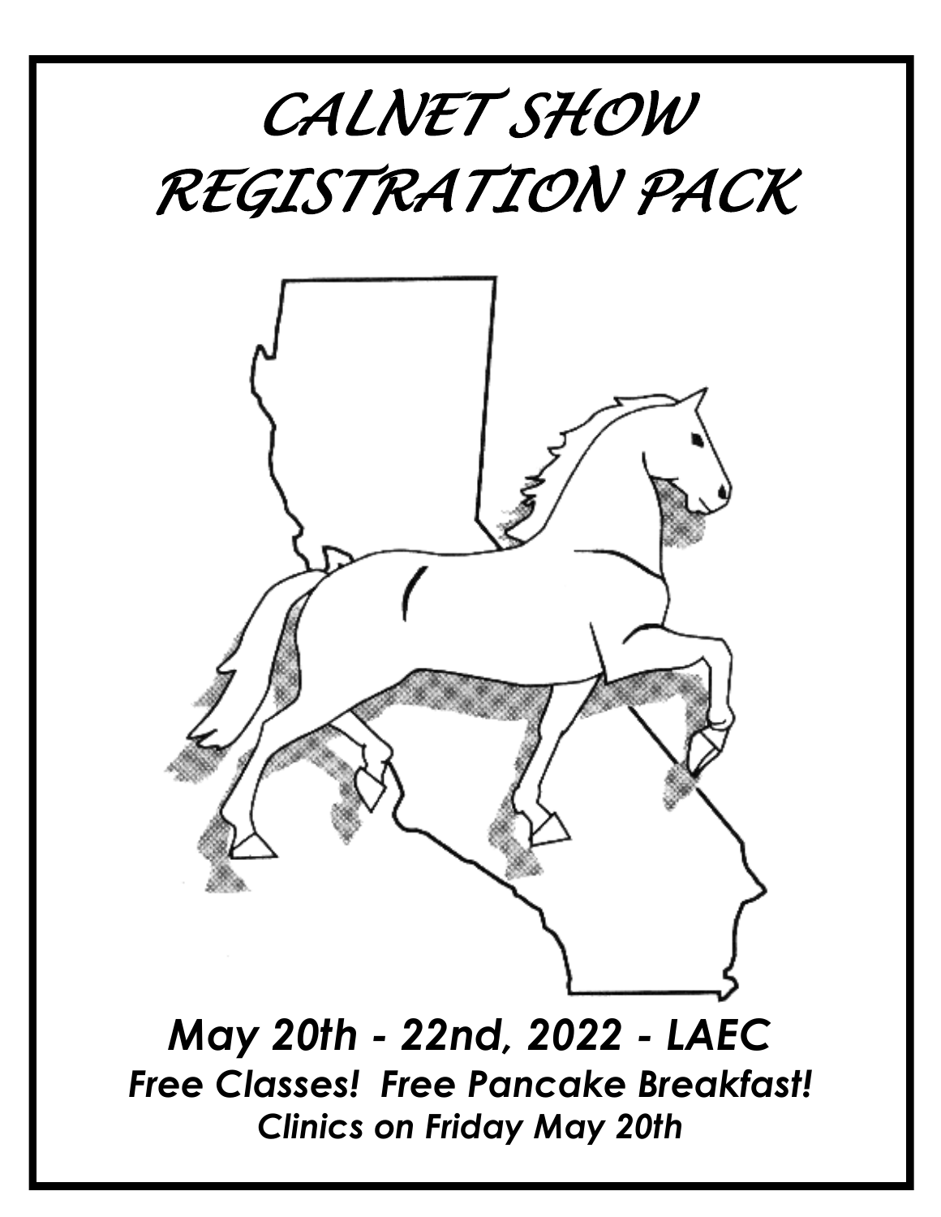# *CALNET SHOW REGISTRATION PACK*

***May 20th - 22nd, 2022 - LAEC***

***Free Classes! Free Pancake Breakfast!***

***Clinics on Friday May 20th***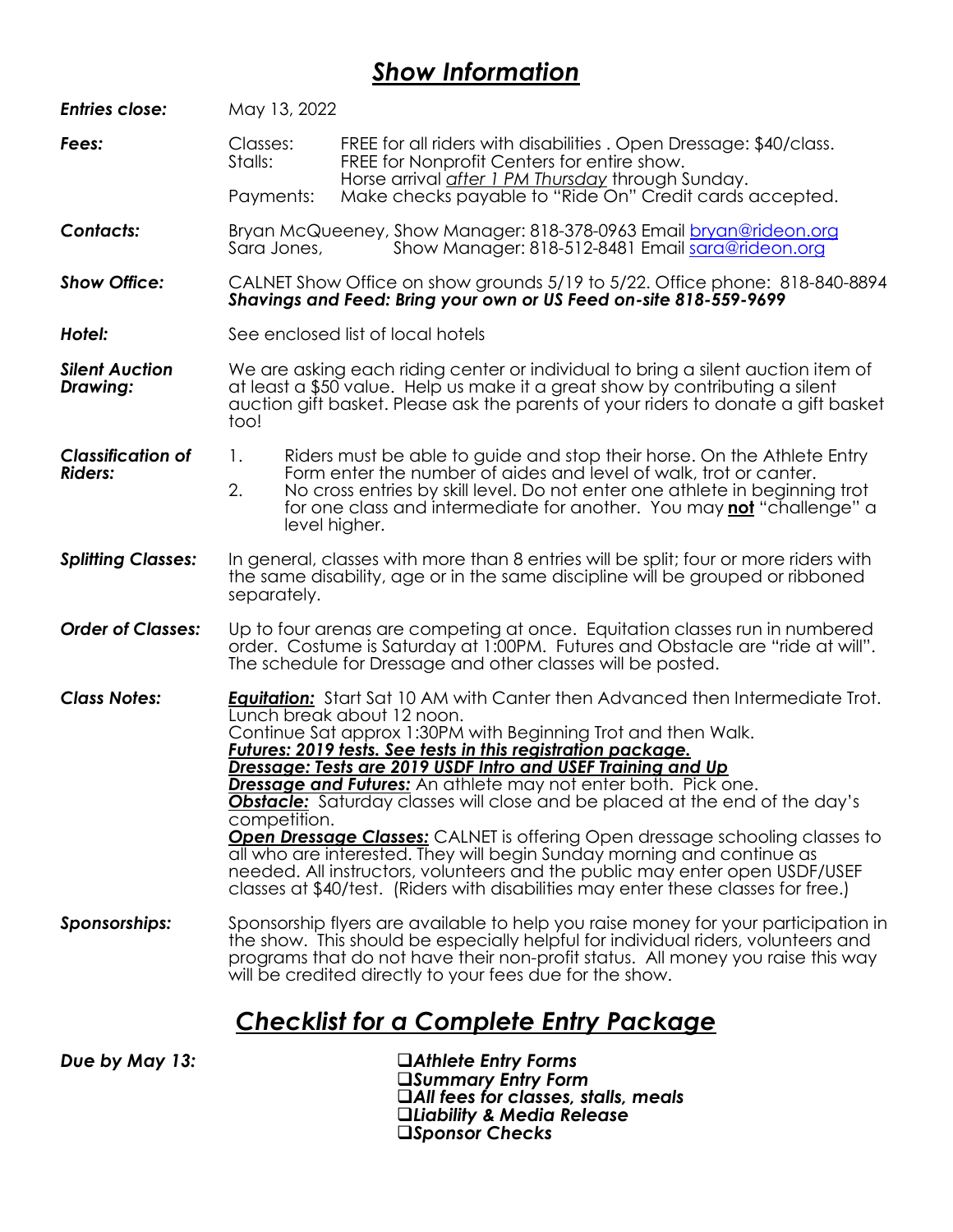# *Show Information*

***Entries close:*** May 13, 2022

***Fees:***
- Classes: FREE for all riders with disabilities . Open Dressage: $40/class.
- Stalls: FREE for Nonprofit Centers for entire show. Horse arrival *after 1 PM Thursday* through Sunday.
- Payments: Make checks payable to "Ride On" Credit cards accepted.

***Contacts:***
Bryan McQueeney, Show Manager: 818-378-0963 Email bryan@rideon.org
Sara Jones, Show Manager: 818-512-8481 Email sara@rideon.org

***Show Office:*** CALNET Show Office on show grounds 5/19 to 5/22. Office phone: 818-840-8894
***Shavings and Feed: Bring your own or US Feed on-site 818-559-9699***

***Hotel:*** See enclosed list of local hotels

***Silent Auction Drawing:*** We are asking each riding center or individual to bring a silent auction item of at least a $50 value. Help us make it a great show by contributing a silent auction gift basket. Please ask the parents of your riders to donate a gift basket too!

***Classification of Riders:***
1. Riders must be able to guide and stop their horse. On the Athlete Entry Form enter the number of aides and level of walk, trot or canter.
2. No cross entries by skill level. Do not enter one athlete in beginning trot for one class and intermediate for another. You may **not** "challenge" a level higher.

***Splitting Classes:*** In general, classes with more than 8 entries will be split; four or more riders with the same disability, age or in the same discipline will be grouped or ribboned separately.

***Order of Classes:*** Up to four arenas are competing at once. Equitation classes run in numbered order. Costume is Saturday at 1:00PM. Futures and Obstacle are "ride at will". The schedule for Dressage and other classes will be posted.

***Class Notes:***
***Equitation:*** Start Sat 10 AM with Canter then Advanced then Intermediate Trot. Lunch break about 12 noon.
Continue Sat approx 1:30PM with Beginning Trot and then Walk.
***Futures: 2019 tests. See tests in this registration package.***
***Dressage: Tests are 2019 USDF Intro and USEF Training and Up***
***Dressage and Futures:*** An athlete may not enter both. Pick one.
***Obstacle:*** Saturday classes will close and be placed at the end of the day's competition.
***Open Dressage Classes:*** CALNET is offering Open dressage schooling classes to all who are interested. They will begin Sunday morning and continue as needed. All instructors, volunteers and the public may enter open USDF/USEF classes at $40/test. (Riders with disabilities may enter these classes for free.)

***Sponsorships:*** Sponsorship flyers are available to help you raise money for your participation in the show. This should be especially helpful for individual riders, volunteers and programs that do not have their non-profit status. All money you raise this way will be credited directly to your fees due for the show.

## *Checklist for a Complete Entry Package*

***Due by May 13:***
- ❑ ***Athlete Entry Forms***
- ❑ ***Summary Entry Form***
- ❑ ***All fees for classes, stalls, meals***
- ❑ ***Liability & Media Release***
- ❑ ***Sponsor Checks***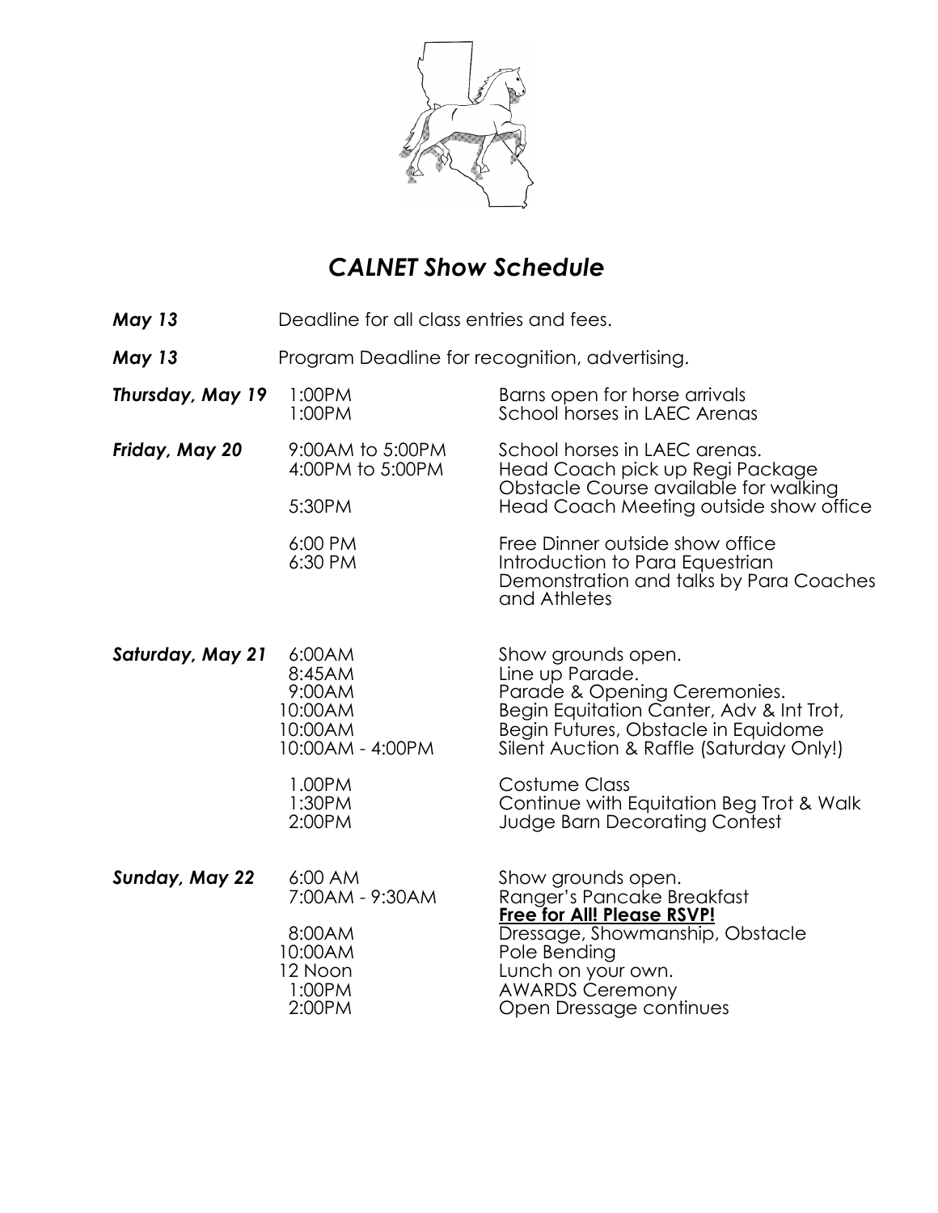# *CALNET Show Schedule*

| | | |
|---|---|---|
| ***May 13*** | Deadline for all class entries and fees. | |
| ***May 13*** | Program Deadline for recognition, advertising. | |
| ***Thursday, May 19*** | 1:00PM | Barns open for horse arrivals |
| | 1:00PM | School horses in LAEC Arenas |
| ***Friday, May 20*** | 9:00AM to 5:00PM | School horses in LAEC arenas. |
| | 4:00PM to 5:00PM | Head Coach pick up Regi Package |
| | | Obstacle Course available for walking |
| | 5:30PM | Head Coach Meeting outside show office |
| | 6:00 PM | Free Dinner outside show office |
| | 6:30 PM | Introduction to Para Equestrian Demonstration and talks by Para Coaches and Athletes |
| ***Saturday, May 21*** | 6:00AM | Show grounds open. |
| | 8:45AM | Line up Parade. |
| | 9:00AM | Parade & Opening Ceremonies. |
| | 10:00AM | Begin Equitation Canter, Adv & Int Trot, |
| | 10:00AM | Begin Futures, Obstacle in Equidome |
| | 10:00AM - 4:00PM | Silent Auction & Raffle (Saturday Only!) |
| | 1.00PM | Costume Class |
| | 1:30PM | Continue with Equitation Beg Trot & Walk |
| | 2:00PM | Judge Barn Decorating Contest |
| ***Sunday, May 22*** | 6:00 AM | Show grounds open. |
| | 7:00AM - 9:30AM | Ranger's Pancake Breakfast **Free for All! Please RSVP!** |
| | 8:00AM | Dressage, Showmanship, Obstacle |
| | 10:00AM | Pole Bending |
| | 12 Noon | Lunch on your own. |
| | 1:00PM | AWARDS Ceremony |
| | 2:00PM | Open Dressage continues |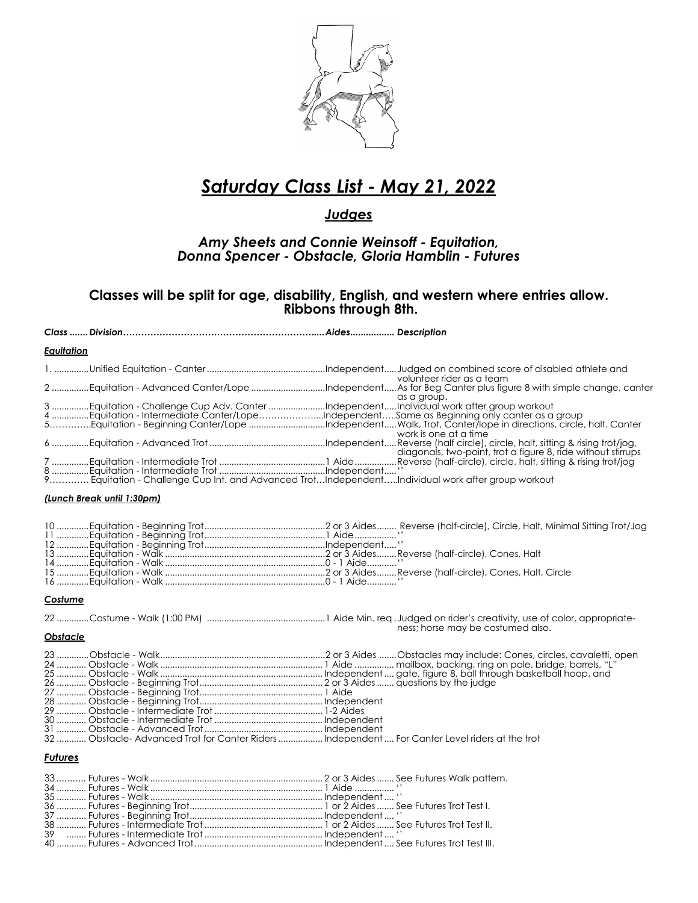# *Saturday Class List - May 21, 2022*

## *Judges*

### *Amy Sheets and Connie Weinsoff - Equitation, Donna Spencer - Obstacle, Gloria Hamblin - Futures*

### Classes will be split for age, disability, English, and western where entries allow. Ribbons through 8th.

***Equitation***

| Class | Division | Aides | Description |
|---|---|---|---|
| 1. | Unified Equitation - Canter | Independent | Judged on combined score of disabled athlete and volunteer rider as a team |
| 2 | Equitation - Advanced Canter/Lope | Independent | As for Beg Canter plus figure 8 with simple change, canter as a group. |
| 3 | Equitation - Challenge Cup Adv. Canter | Independent | Individual work after group workout |
| 4 | Equitation - Intermediate Canter/Lope | Independent | Same as Beginning only canter as a group |
| 5 | Equitation - Beginning Canter/Lope | Independent | Walk, Trot, Canter/lope in directions, circle, halt. Canter work is one at a time |
| 6 | Equitation - Advanced Trot | Independent | Reverse (half circle), circle, halt, sitting & rising trot/jog, diagonals, two-point, trot a figure 8, ride without stirrups |
| 7 | Equitation - Intermediate Trot | 1 Aide | Reverse (half-circle), circle, halt, sitting & rising trot/jog |
| 8 | Equitation - Intermediate Trot | Independent | '' |
| 9 | Equitation - Challenge Cup Int. and Advanced Trot | Independent | Individual work after group workout |

***(Lunch Break until 1:30pm)***

| Class | Division | Aides | Description |
|---|---|---|---|
| 10 | Equitation - Beginning Trot | 2 or 3 Aides | Reverse (half-circle), Circle, Halt, Minimal Sitting Trot/Jog |
| 11 | Equitation - Beginning Trot | 1 Aide | '' |
| 12 | Equitation - Beginning Trot | Independent | '' |
| 13 | Equitation - Walk | 2 or 3 Aides | Reverse (half-circle), Cones, Halt |
| 14 | Equitation - Walk | 0 - 1 Aide | '' |
| 15 | Equitation - Walk | 2 or 3 Aides | Reverse (half-circle), Cones, Halt, Circle |
| 16 | Equitation - Walk | 0 - 1 Aide | '' |

***Costume***

| Class | Division | Aides | Description |
|---|---|---|---|
| 22 | Costume - Walk (1:00 PM) | 1 Aide Min. req | Judged on rider's creativity, use of color, appropriateness; horse may be costumed also. |

***Obstacle***

| Class | Division | Aides | Description |
|---|---|---|---|
| 23 | Obstacle - Walk | 2 or 3 Aides | Obstacles may include: Cones, circles, cavaletti, open mailbox, backing, ring on pole, bridge, barrels, "L" gate, figure 8, ball through basketball hoop, and questions by the judge |
| 24 | Obstacle - Walk | 1 Aide | |
| 25 | Obstacle - Walk | Independent | |
| 26 | Obstacle - Beginning Trot | 2 or 3 Aides | |
| 27 | Obstacle - Beginning Trot | 1 Aide | |
| 28 | Obstacle - Beginning Trot | Independent | |
| 29 | Obstacle - Intermediate Trot | 1-2 Aides | |
| 30 | Obstacle - Intermediate Trot | Independent | |
| 31 | Obstacle - Advanced Trot | Independent | |
| 32 | Obstacle- Advanced Trot for Canter Riders | Independent | For Canter Level riders at the trot |

***Futures***

| Class | Division | Aides | Description |
|---|---|---|---|
| 33 | Futures - Walk | 2 or 3 Aides | See Futures Walk pattern. |
| 34 | Futures - Walk | 1 Aide | '' |
| 35 | Futures - Walk | Independent | '' |
| 36 | Futures - Beginning Trot | 1 or 2 Aides | See Futures Trot Test I. |
| 37 | Futures - Beginning Trot | Independent | '' |
| 38 | Futures - Intermediate Trot | 1 or 2 Aides | See Futures Trot Test II. |
| 39 | Futures - Intermediate Trot | Independent | '' |
| 40 | Futures - Advanced Trot | Independent | See Futures Trot Test III. |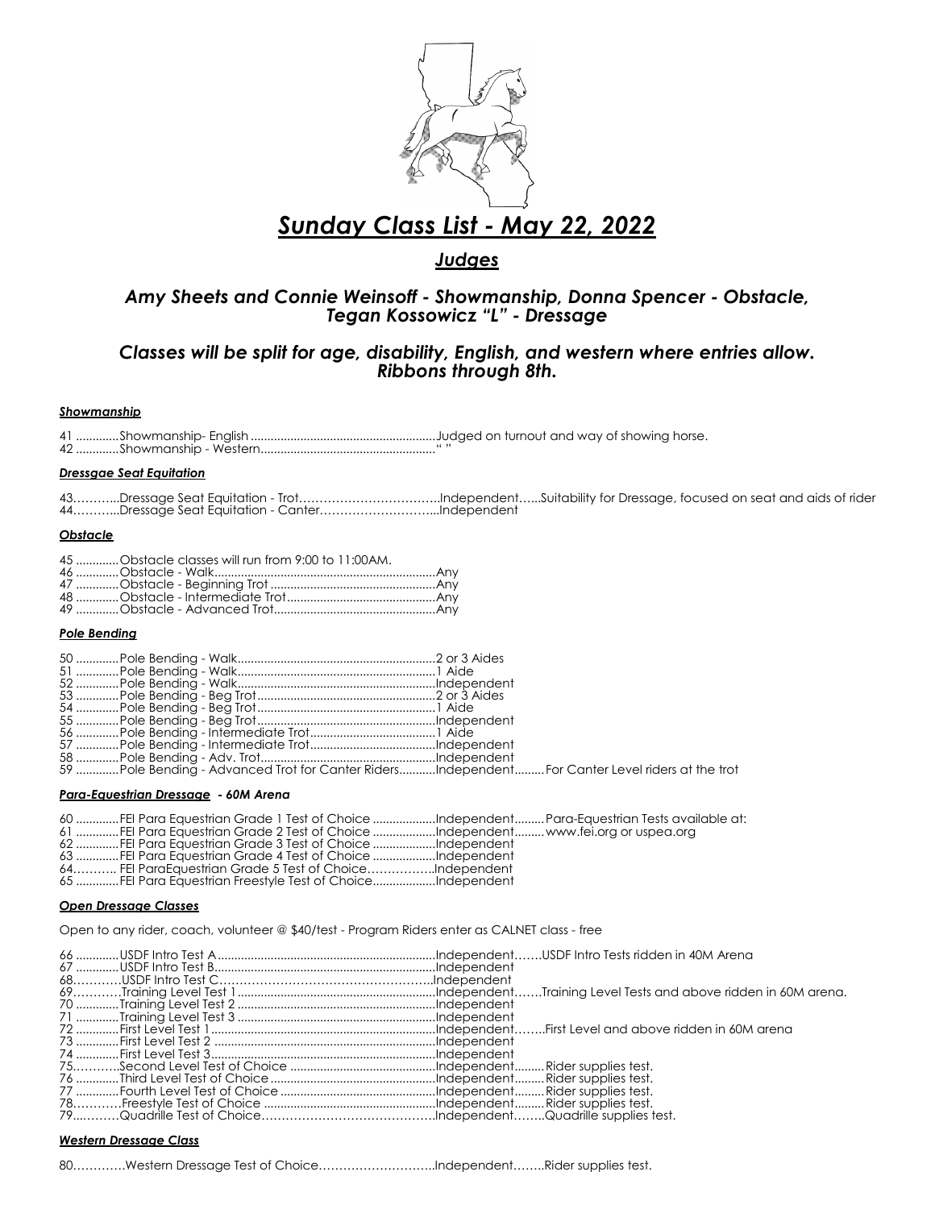# *Sunday Class List - May 22, 2022*

## *Judges*

### *Amy Sheets and Connie Weinsoff - Showmanship, Donna Spencer - Obstacle, Tegan Kossowicz "L" - Dressage*

### *Classes will be split for age, disability, English, and western where entries allow. Ribbons through 8th.*

***Showmanship***

41 .............Showmanship- English ........................................................Judged on turnout and way of showing horse.
42 .............Showmanship - Western..................................................... " "

***Dressgae Seat Equitation***

43………...Dressage Seat Equitation - Trot……………………………..Independent…...Suitability for Dressage, focused on seat and aids of rider
44………...Dressage Seat Equitation - Canter………………………...Independent

***Obstacle***

45 .............Obstacle classes will run from 9:00 to 11:00AM.
46 .............Obstacle - Walk..................................................................Any
47 .............Obstacle - Beginning Trot ..................................................Any
48 .............Obstacle - Intermediate Trot.............................................Any
49 .............Obstacle - Advanced Trot.................................................Any

***Pole Bending***

50 .............Pole Bending - Walk............................................................2 or 3 Aides
51 .............Pole Bending - Walk............................................................1 Aide
52 .............Pole Bending - Walk............................................................Independent
53 .............Pole Bending - Beg Trot......................................................2 or 3 Aides
54 .............Pole Bending - Beg Trot......................................................1 Aide
55 .............Pole Bending - Beg Trot......................................................Independent
56 .............Pole Bending - Intermediate Trot......................................1 Aide
57 .............Pole Bending - Intermediate Trot......................................Independent
58 .............Pole Bending - Adv. Trot.....................................................Independent
59 .............Pole Bending - Advanced Trot for Canter Riders...........Independent.........For Canter Level riders at the trot

***Para-Equestrian Dressage** - 60M Arena*

60 .............FEI Para Equestrian Grade 1 Test of Choice ...................Independent.........Para-Equestrian Tests available at:
61 .............FEI Para Equestrian Grade 2 Test of Choice ...................Independent.........www.fei.org or uspea.org
62 .............FEI Para Equestrian Grade 3 Test of Choice ...................Independent
63 .............FEI Para Equestrian Grade 4 Test of Choice ...................Independent
64……….. FEI ParaEquestrian Grade 5 Test of Choice……………..Independent
65 .............FEI Para Equestrian Freestyle Test of Choice...................Independent

***Open Dressage Classes***

Open to any rider, coach, volunteer @ $40/test - Program Riders enter as CALNET class - free

66 .............USDF Intro Test A..................................................................Independent…….USDF Intro Tests ridden in 40M Arena
67 .............USDF Intro Test B..................................................................Independent
68…………USDF Intro Test C………………………………………………..Independent
69…………Training Level Test 1 ...........................................................Independent…….Training Level Tests and above ridden in 60M arena.
70 .............Training Level Test 2 ...........................................................Independent
71 .............Training Level Test 3 ...........................................................Independent
72 .............First Level Test 1 ...................................................................Independent……..First Level and above ridden in 60M arena
73 .............First Level Test 2 ...................................................................Independent
74 .............First Level Test 3....................................................................Independent
75…………Second Level Test of Choice ............................................Independent.........Rider supplies test.
76 .............Third Level Test of Choice ..................................................Independent.........Rider supplies test.
77 .............Fourth Level Test of Choice ...............................................Independent.........Rider supplies test.
78…………Freestyle Test of Choice ....................................................Independent.........Rider supplies test.
79...………Quadrille Test of Choice……………………………………..Independent……..Quadrille supplies test.

***Western Dressage Class***

80…………Western Dressage Test of Choice………………………..Independent……..Rider supplies test.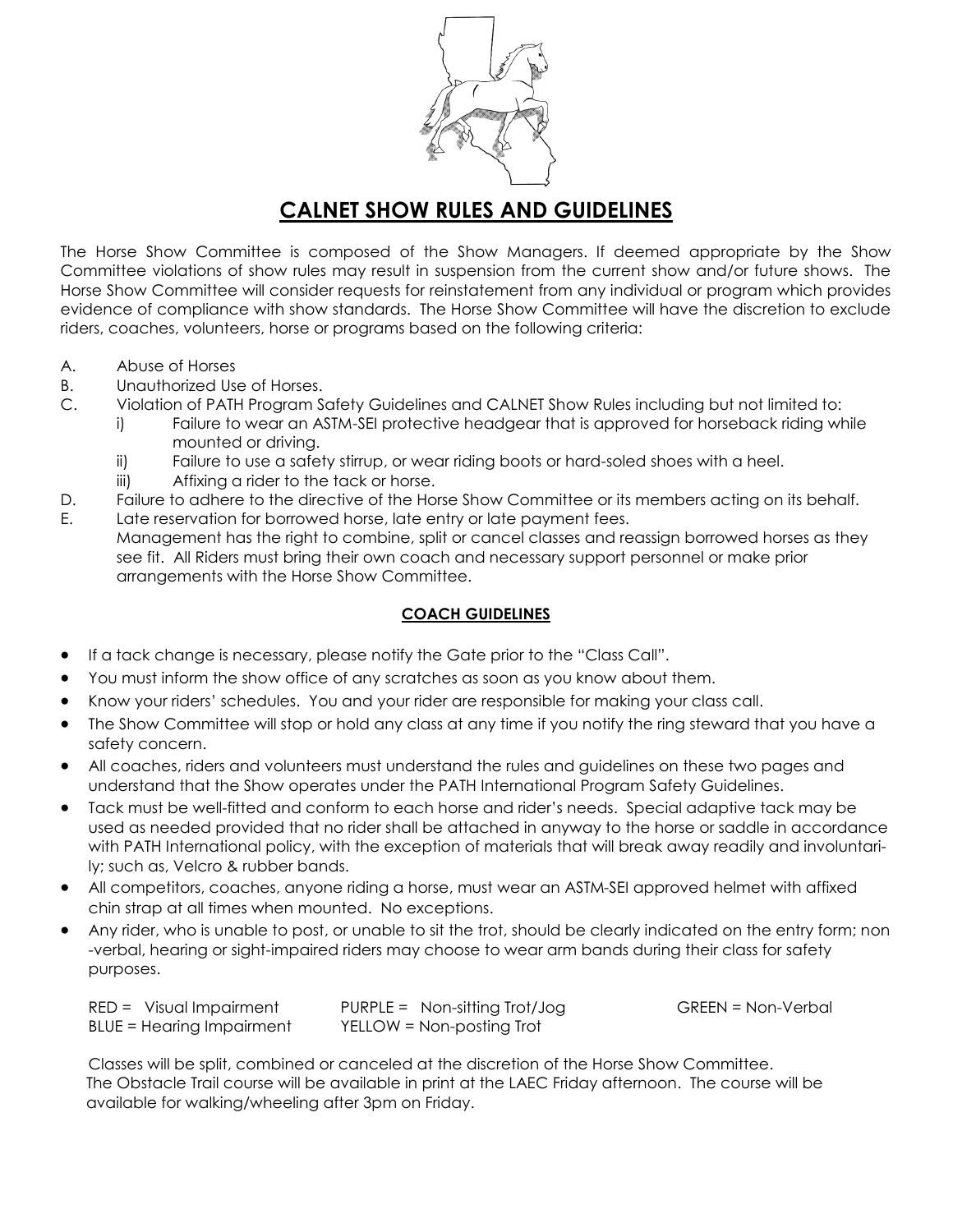# CALNET SHOW RULES AND GUIDELINES

The Horse Show Committee is composed of the Show Managers. If deemed appropriate by the Show Committee violations of show rules may result in suspension from the current show and/or future shows. The Horse Show Committee will consider requests for reinstatement from any individual or program which provides evidence of compliance with show standards. The Horse Show Committee will have the discretion to exclude riders, coaches, volunteers, horse or programs based on the following criteria:

A. Abuse of Horses
B. Unauthorized Use of Horses.
C. Violation of PATH Program Safety Guidelines and CALNET Show Rules including but not limited to:
   i) Failure to wear an ASTM-SEI protective headgear that is approved for horseback riding while mounted or driving.
   ii) Failure to use a safety stirrup, or wear riding boots or hard-soled shoes with a heel.
   iii) Affixing a rider to the tack or horse.
D. Failure to adhere to the directive of the Horse Show Committee or its members acting on its behalf.
E. Late reservation for borrowed horse, late entry or late payment fees.
   Management has the right to combine, split or cancel classes and reassign borrowed horses as they see fit. All Riders must bring their own coach and necessary support personnel or make prior arrangements with the Horse Show Committee.

## COACH GUIDELINES

- If a tack change is necessary, please notify the Gate prior to the "Class Call".
- You must inform the show office of any scratches as soon as you know about them.
- Know your riders' schedules. You and your rider are responsible for making your class call.
- The Show Committee will stop or hold any class at any time if you notify the ring steward that you have a safety concern.
- All coaches, riders and volunteers must understand the rules and guidelines on these two pages and understand that the Show operates under the PATH International Program Safety Guidelines.
- Tack must be well-fitted and conform to each horse and rider's needs. Special adaptive tack may be used as needed provided that no rider shall be attached in anyway to the horse or saddle in accordance with PATH International policy, with the exception of materials that will break away readily and involuntarily; such as, Velcro & rubber bands.
- All competitors, coaches, anyone riding a horse, must wear an ASTM-SEI approved helmet with affixed chin strap at all times when mounted. No exceptions.
- Any rider, who is unable to post, or unable to sit the trot, should be clearly indicated on the entry form; non-verbal, hearing or sight-impaired riders may choose to wear arm bands during their class for safety purposes.

RED = Visual Impairment
PURPLE = Non-sitting Trot/Jog
GREEN = Non-Verbal
BLUE = Hearing Impairment
YELLOW = Non-posting Trot

Classes will be split, combined or canceled at the discretion of the Horse Show Committee.
The Obstacle Trail course will be available in print at the LAEC Friday afternoon. The course will be available for walking/wheeling after 3pm on Friday.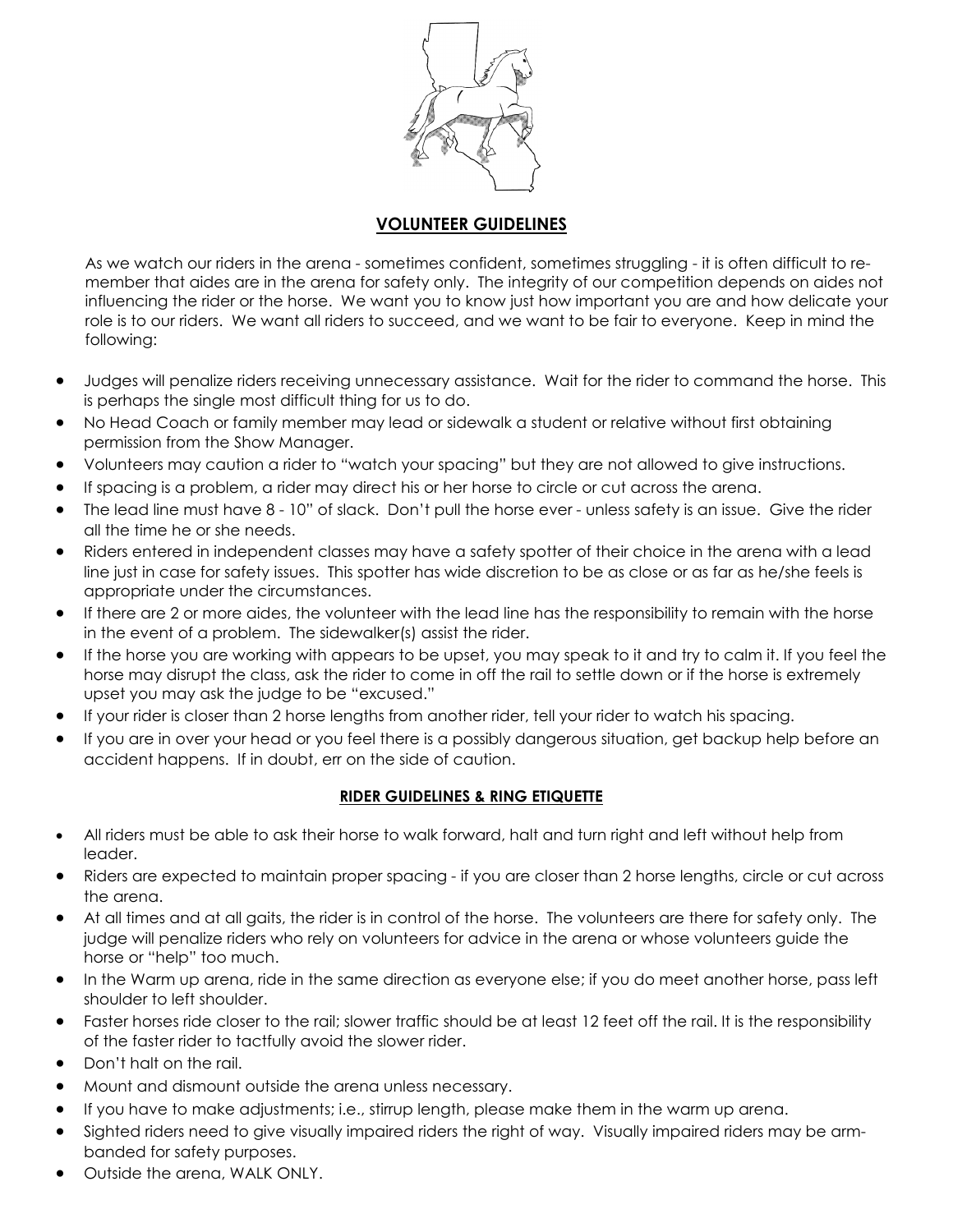## VOLUNTEER GUIDELINES

As we watch our riders in the arena - sometimes confident, sometimes struggling - it is often difficult to remember that aides are in the arena for safety only. The integrity of our competition depends on aides not influencing the rider or the horse. We want you to know just how important you are and how delicate your role is to our riders. We want all riders to succeed, and we want to be fair to everyone. Keep in mind the following:

- Judges will penalize riders receiving unnecessary assistance. Wait for the rider to command the horse. This is perhaps the single most difficult thing for us to do.
- No Head Coach or family member may lead or sidewalk a student or relative without first obtaining permission from the Show Manager.
- Volunteers may caution a rider to "watch your spacing" but they are not allowed to give instructions.
- If spacing is a problem, a rider may direct his or her horse to circle or cut across the arena.
- The lead line must have 8 - 10" of slack. Don't pull the horse ever - unless safety is an issue. Give the rider all the time he or she needs.
- Riders entered in independent classes may have a safety spotter of their choice in the arena with a lead line just in case for safety issues. This spotter has wide discretion to be as close or as far as he/she feels is appropriate under the circumstances.
- If there are 2 or more aides, the volunteer with the lead line has the responsibility to remain with the horse in the event of a problem. The sidewalker(s) assist the rider.
- If the horse you are working with appears to be upset, you may speak to it and try to calm it. If you feel the horse may disrupt the class, ask the rider to come in off the rail to settle down or if the horse is extremely upset you may ask the judge to be "excused."
- If your rider is closer than 2 horse lengths from another rider, tell your rider to watch his spacing.
- If you are in over your head or you feel there is a possibly dangerous situation, get backup help before an accident happens. If in doubt, err on the side of caution.

### RIDER GUIDELINES & RING ETIQUETTE

- All riders must be able to ask their horse to walk forward, halt and turn right and left without help from leader.
- Riders are expected to maintain proper spacing - if you are closer than 2 horse lengths, circle or cut across the arena.
- At all times and at all gaits, the rider is in control of the horse. The volunteers are there for safety only. The judge will penalize riders who rely on volunteers for advice in the arena or whose volunteers guide the horse or "help" too much.
- In the Warm up arena, ride in the same direction as everyone else; if you do meet another horse, pass left shoulder to left shoulder.
- Faster horses ride closer to the rail; slower traffic should be at least 12 feet off the rail. It is the responsibility of the faster rider to tactfully avoid the slower rider.
- Don't halt on the rail.
- Mount and dismount outside the arena unless necessary.
- If you have to make adjustments; i.e., stirrup length, please make them in the warm up arena.
- Sighted riders need to give visually impaired riders the right of way. Visually impaired riders may be arm-banded for safety purposes.
- Outside the arena, WALK ONLY.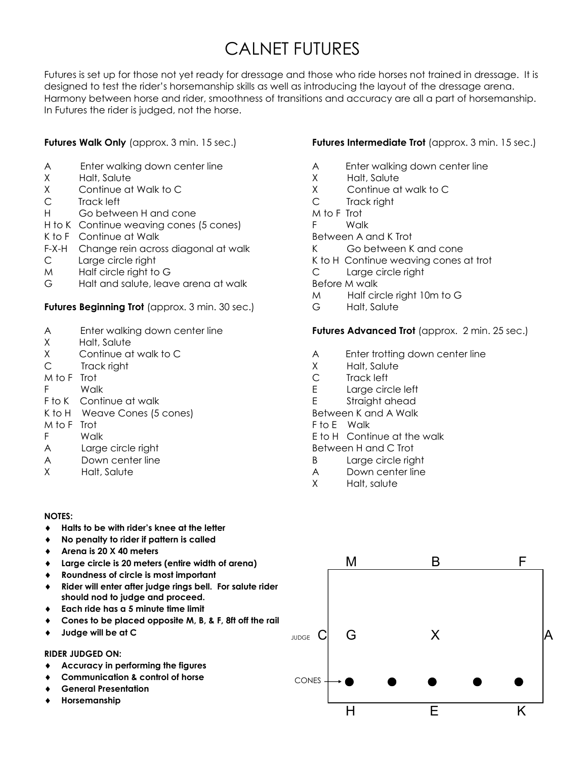# CALNET FUTURES

Futures is set up for those not yet ready for dressage and those who ride horses not trained in dressage. It is designed to test the rider's horsemanship skills as well as introducing the layout of the dressage arena. Harmony between horse and rider, smoothness of transitions and accuracy are all a part of horsemanship. In Futures the rider is judged, not the horse.

**Futures Walk Only** (approx. 3 min. 15 sec.)

| | |
|---|---|
| A | Enter walking down center line |
| X | Halt, Salute |
| X | Continue at Walk to C |
| C | Track left |
| H | Go between H and cone |
| H to K | Continue weaving cones (5 cones) |
| K to F | Continue at Walk |
| F-X-H | Change rein across diagonal at walk |
| C | Large circle right |
| M | Half circle right to G |
| G | Halt and salute, leave arena at walk |

**Futures Beginning Trot** (approx. 3 min. 30 sec.)

| | |
|---|---|
| A | Enter walking down center line |
| X | Halt, Salute |
| X | Continue at walk to C |
| C | Track right |
| M to F | Trot |
| F | Walk |
| F to K | Continue at walk |
| K to H | Weave Cones (5 cones) |
| M to F | Trot |
| F | Walk |
| A | Large circle right |
| A | Down center line |
| X | Halt, Salute |

**Futures Intermediate Trot** (approx. 3 min. 15 sec.)

| | |
|---|---|
| A | Enter walking down center line |
| X | Halt, Salute |
| X | Continue at walk to C |
| C | Track right |
| M to F | Trot |
| F | Walk |
| Between A and K Trot | |
| K | Go between K and cone |
| K to H | Continue weaving cones at trot |
| C | Large circle right |
| Before M walk | |
| M | Half circle right 10m to G |
| G | Halt, Salute |

**Futures Advanced Trot** (approx. 2 min. 25 sec.)

| | |
|---|---|
| A | Enter trotting down center line |
| X | Halt, Salute |
| C | Track left |
| E | Large circle left |
| E | Straight ahead |
| Between K and A Walk | |
| F to E | Walk |
| E to H | Continue at the walk |
| Between H and C Trot | |
| B | Large circle right |
| A | Down center line |
| X | Halt, salute |

**NOTES:**

- **Halts to be with rider's knee at the letter**
- **No penalty to rider if pattern is called**
- **Arena is 20 X 40 meters**
- **Large circle is 20 meters (entire width of arena)**
- **Roundness of circle is most important**
- **Rider will enter after judge rings bell. For salute rider should nod to judge and proceed.**
- **Each ride has a 5 minute time limit**
- **Cones to be placed opposite M, B, & F, 8ft off the rail**
- **Judge will be at C**

**RIDER JUDGED ON:**

- **Accuracy in performing the figures**
- **Communication & control of horse**
- **General Presentation**
- **Horsemanship**

M B F

JUDGE C G X A

CONES

H E K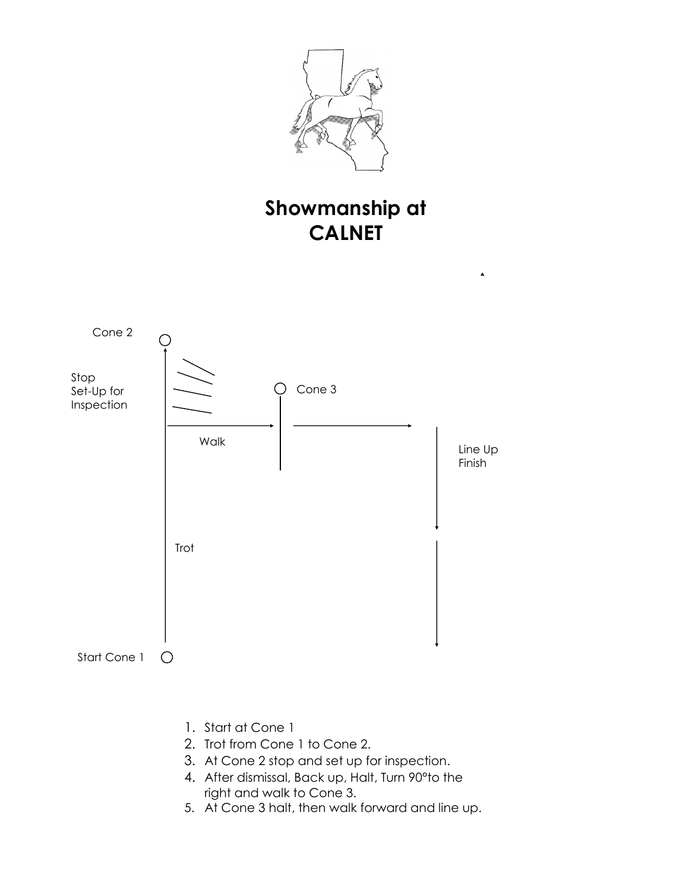# Showmanship at CALNET

Cone 2

Stop
Set-Up for
Inspection

Cone 3

Walk

Line Up
Finish

Trot

Start Cone 1

1. Start at Cone 1
2. Trot from Cone 1 to Cone 2.
3. At Cone 2 stop and set up for inspection.
4. After dismissal, Back up, Halt, Turn 90°to the right and walk to Cone 3.
5. At Cone 3 halt, then walk forward and line up.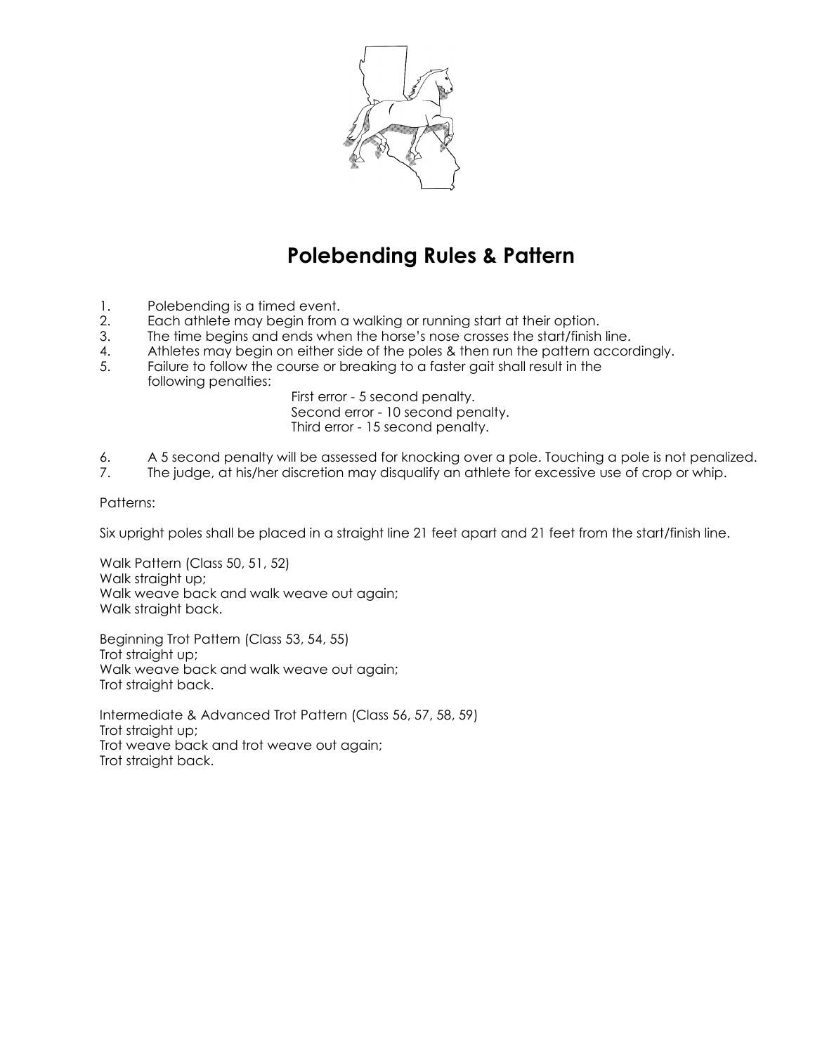# Polebending Rules & Pattern

1. Polebending is a timed event.
2. Each athlete may begin from a walking or running start at their option.
3. The time begins and ends when the horse's nose crosses the start/finish line.
4. Athletes may begin on either side of the poles & then run the pattern accordingly.
5. Failure to follow the course or breaking to a faster gait shall result in the following penalties:

   First error - 5 second penalty.
   Second error - 10 second penalty.
   Third error - 15 second penalty.

6. A 5 second penalty will be assessed for knocking over a pole. Touching a pole is not penalized.
7. The judge, at his/her discretion may disqualify an athlete for excessive use of crop or whip.

Patterns:

Six upright poles shall be placed in a straight line 21 feet apart and 21 feet from the start/finish line.

Walk Pattern (Class 50, 51, 52)
Walk straight up;
Walk weave back and walk weave out again;
Walk straight back.

Beginning Trot Pattern (Class 53, 54, 55)
Trot straight up;
Walk weave back and walk weave out again;
Trot straight back.

Intermediate & Advanced Trot Pattern (Class 56, 57, 58, 59)
Trot straight up;
Trot weave back and trot weave out again;
Trot straight back.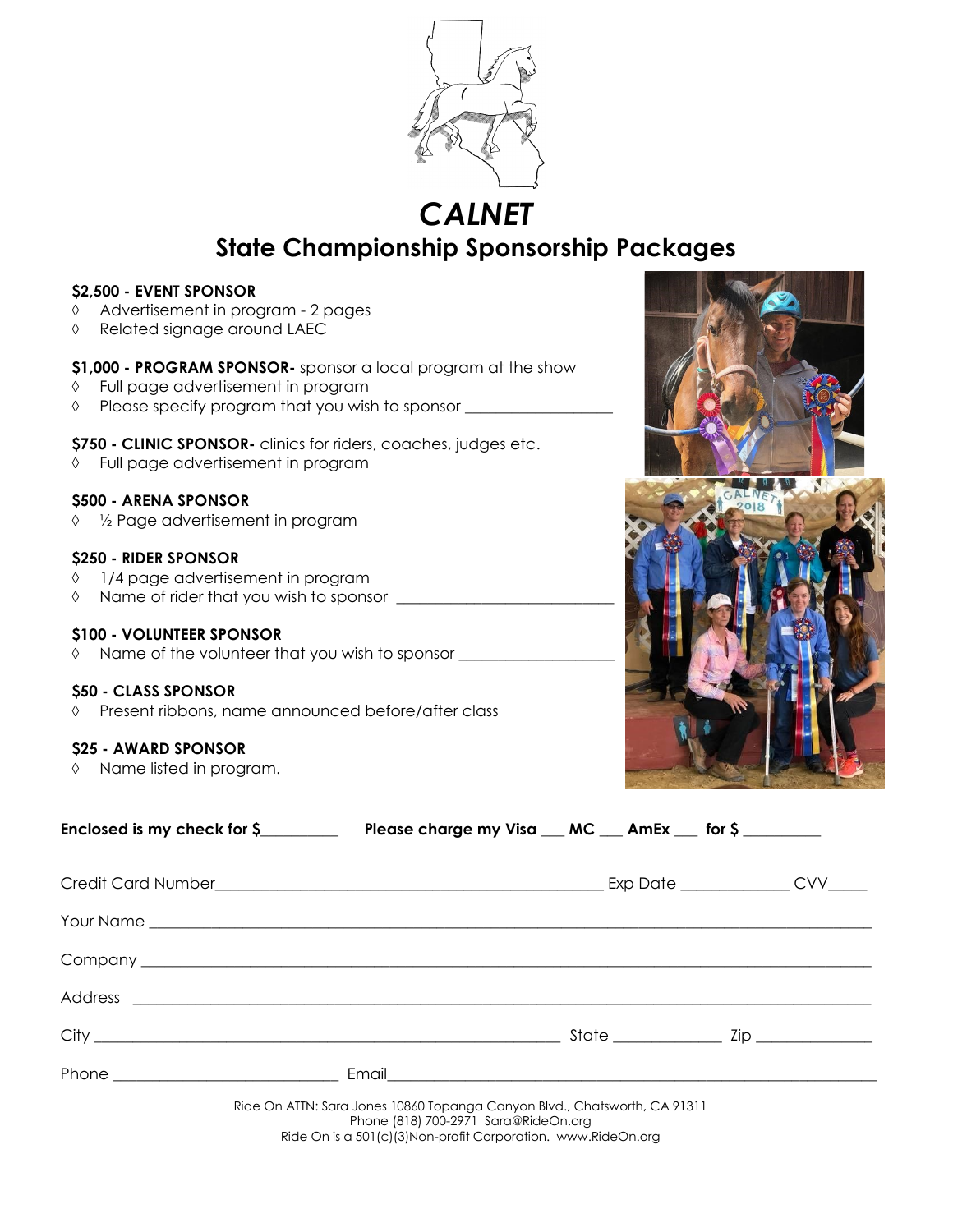# CALNET

## State Championship Sponsorship Packages

**$2,500 - EVENT SPONSOR**

- ◊ Advertisement in program - 2 pages
- ◊ Related signage around LAEC

**$1,000 - PROGRAM SPONSOR-** sponsor a local program at the show

- ◊ Full page advertisement in program
- ◊ Please specify program that you wish to sponsor __________________

**$750 - CLINIC SPONSOR-** clinics for riders, coaches, judges etc.

- ◊ Full page advertisement in program

**$500 - ARENA SPONSOR**

- ◊ ½ Page advertisement in program

**$250 - RIDER SPONSOR**

- ◊ 1/4 page advertisement in program
- ◊ Name of rider that you wish to sponsor ___________________________

**$100 - VOLUNTEER SPONSOR**

- ◊ Name of the volunteer that you wish to sponsor ___________________

**$50 - CLASS SPONSOR**

- ◊ Present ribbons, name announced before/after class

**$25 - AWARD SPONSOR**

- ◊ Name listed in program.

**Enclosed is my check for $_________** **Please charge my Visa ___ MC ___ AmEx ___ for $ _________**

Credit Card Number_______________________________________________ Exp Date _____________ CVV_____

Your Name ______________________________________________________________________________

Company ________________________________________________________________________________

Address ________________________________________________________________________________

City ___________________________________________________ State _____________ Zip ______________

Phone ____________________________ Email_______________________________________________________

Ride On ATTN: Sara Jones 10860 Topanga Canyon Blvd., Chatsworth, CA 91311
Phone (818) 700-2971 Sara@RideOn.org
Ride On is a 501(c)(3)Non-profit Corporation. www.RideOn.org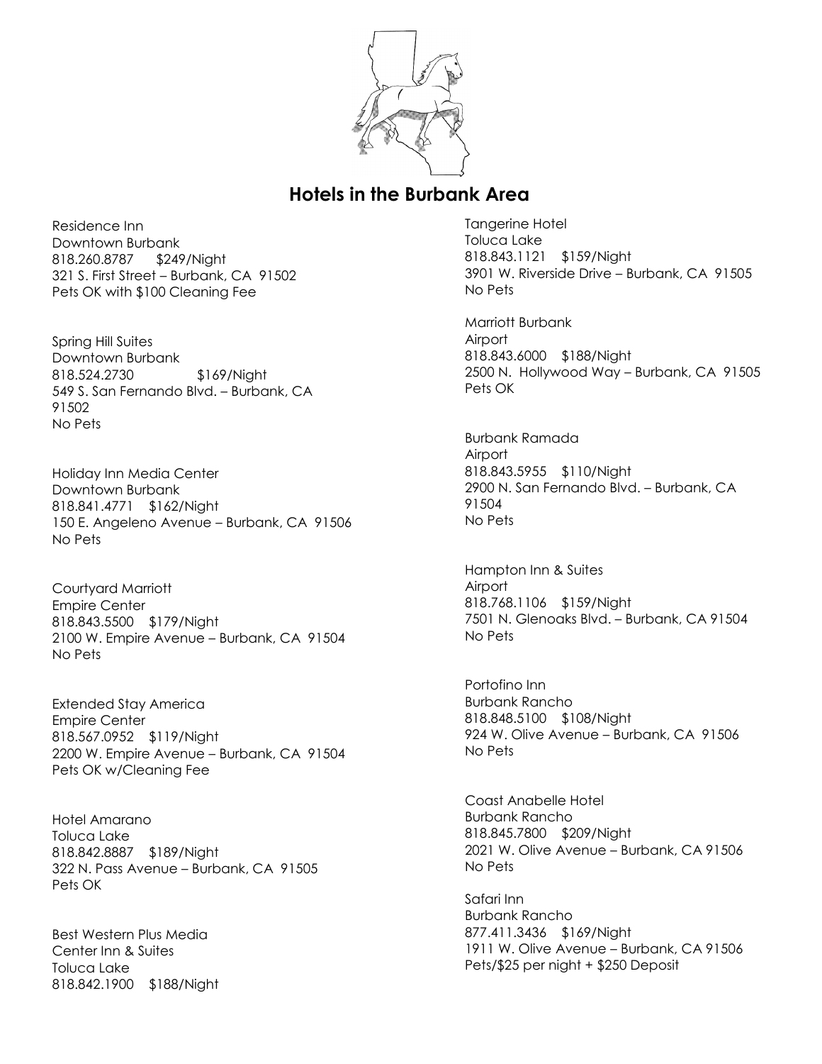## Hotels in the Burbank Area

Residence Inn
Downtown Burbank
818.260.8787 $249/Night
321 S. First Street – Burbank, CA 91502
Pets OK with $100 Cleaning Fee

Spring Hill Suites
Downtown Burbank
818.524.2730 $169/Night
549 S. San Fernando Blvd. – Burbank, CA 91502
No Pets

Holiday Inn Media Center
Downtown Burbank
818.841.4771 $162/Night
150 E. Angeleno Avenue – Burbank, CA 91506
No Pets

Courtyard Marriott
Empire Center
818.843.5500 $179/Night
2100 W. Empire Avenue – Burbank, CA 91504
No Pets

Extended Stay America
Empire Center
818.567.0952 $119/Night
2200 W. Empire Avenue – Burbank, CA 91504
Pets OK w/Cleaning Fee

Hotel Amarano
Toluca Lake
818.842.8887 $189/Night
322 N. Pass Avenue – Burbank, CA 91505
Pets OK

Best Western Plus Media Center Inn & Suites
Toluca Lake
818.842.1900 $188/Night

Tangerine Hotel
Toluca Lake
818.843.1121 $159/Night
3901 W. Riverside Drive – Burbank, CA 91505
No Pets

Marriott Burbank
Airport
818.843.6000 $188/Night
2500 N. Hollywood Way – Burbank, CA 91505
Pets OK

Burbank Ramada
Airport
818.843.5955 $110/Night
2900 N. San Fernando Blvd. – Burbank, CA 91504
No Pets

Hampton Inn & Suites
Airport
818.768.1106 $159/Night
7501 N. Glenoaks Blvd. – Burbank, CA 91504
No Pets

Portofino Inn
Burbank Rancho
818.848.5100 $108/Night
924 W. Olive Avenue – Burbank, CA 91506
No Pets

Coast Anabelle Hotel
Burbank Rancho
818.845.7800 $209/Night
2021 W. Olive Avenue – Burbank, CA 91506
No Pets

Safari Inn
Burbank Rancho
877.411.3436 $169/Night
1911 W. Olive Avenue – Burbank, CA 91506
Pets/$25 per night + $250 Deposit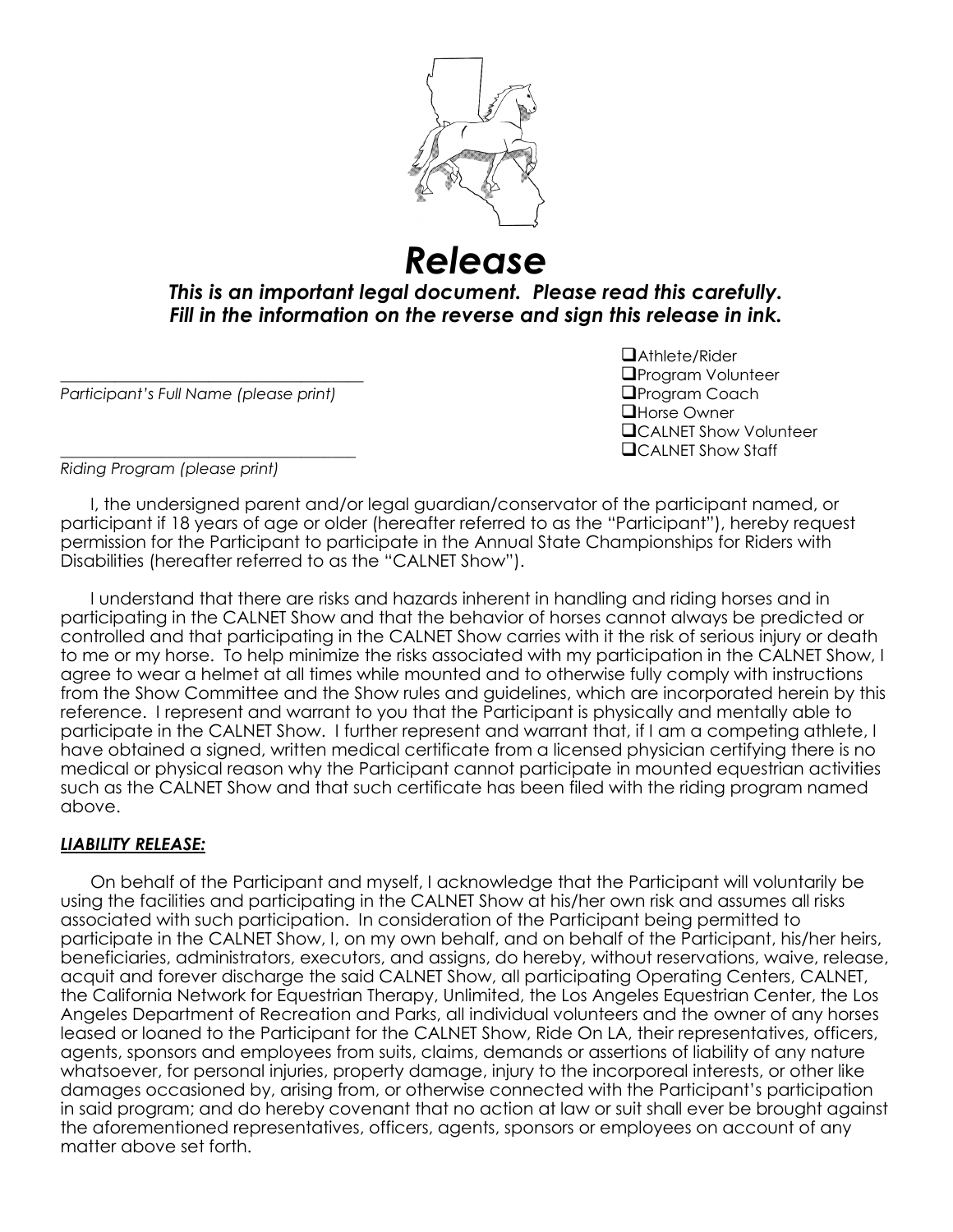# *Release*

***This is an important legal document. Please read this carefully.***
***Fill in the information on the reverse and sign this release in ink.***

\_\_\_\_\_\_\_\_\_\_\_\_\_\_\_\_\_\_\_\_\_\_\_\_\_\_\_\_\_\_\_\_\_\_\_\_\_\_
*Participant's Full Name (please print)*

\_\_\_\_\_\_\_\_\_\_\_\_\_\_\_\_\_\_\_\_\_\_\_\_\_\_\_\_\_\_\_\_\_\_\_\_\_\_
*Riding Program (please print)*

- ❑ Athlete/Rider
- ❑ Program Volunteer
- ❑ Program Coach
- ❑ Horse Owner
- ❑ CALNET Show Volunteer
- ❑ CALNET Show Staff

I, the undersigned parent and/or legal guardian/conservator of the participant named, or participant if 18 years of age or older (hereafter referred to as the "Participant"), hereby request permission for the Participant to participate in the Annual State Championships for Riders with Disabilities (hereafter referred to as the "CALNET Show").

I understand that there are risks and hazards inherent in handling and riding horses and in participating in the CALNET Show and that the behavior of horses cannot always be predicted or controlled and that participating in the CALNET Show carries with it the risk of serious injury or death to me or my horse. To help minimize the risks associated with my participation in the CALNET Show, I agree to wear a helmet at all times while mounted and to otherwise fully comply with instructions from the Show Committee and the Show rules and guidelines, which are incorporated herein by this reference. I represent and warrant to you that the Participant is physically and mentally able to participate in the CALNET Show. I further represent and warrant that, if I am a competing athlete, I have obtained a signed, written medical certificate from a licensed physician certifying there is no medical or physical reason why the Participant cannot participate in mounted equestrian activities such as the CALNET Show and that such certificate has been filed with the riding program named above.

***LIABILITY RELEASE:***

On behalf of the Participant and myself, I acknowledge that the Participant will voluntarily be using the facilities and participating in the CALNET Show at his/her own risk and assumes all risks associated with such participation. In consideration of the Participant being permitted to participate in the CALNET Show, I, on my own behalf, and on behalf of the Participant, his/her heirs, beneficiaries, administrators, executors, and assigns, do hereby, without reservations, waive, release, acquit and forever discharge the said CALNET Show, all participating Operating Centers, CALNET, the California Network for Equestrian Therapy, Unlimited, the Los Angeles Equestrian Center, the Los Angeles Department of Recreation and Parks, all individual volunteers and the owner of any horses leased or loaned to the Participant for the CALNET Show, Ride On LA, their representatives, officers, agents, sponsors and employees from suits, claims, demands or assertions of liability of any nature whatsoever, for personal injuries, property damage, injury to the incorporeal interests, or other like damages occasioned by, arising from, or otherwise connected with the Participant's participation in said program; and do hereby covenant that no action at law or suit shall ever be brought against the aforementioned representatives, officers, agents, sponsors or employees on account of any matter above set forth.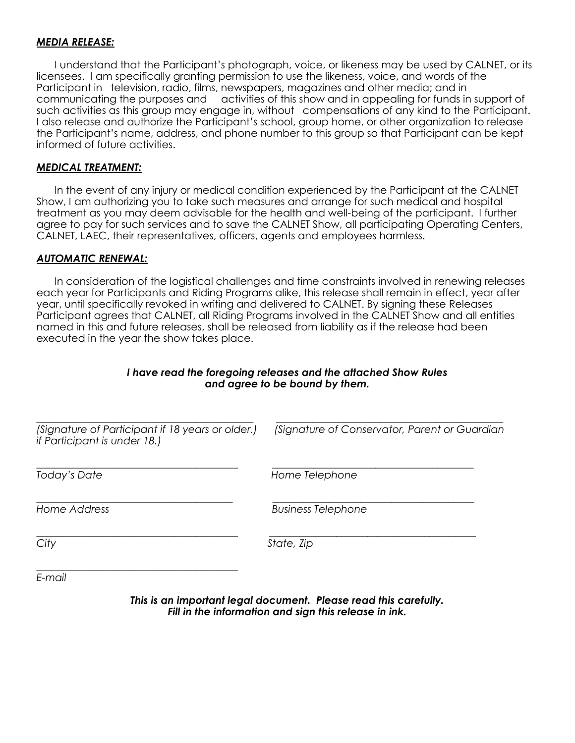***MEDIA RELEASE:***

I understand that the Participant's photograph, voice, or likeness may be used by CALNET, or its licensees. I am specifically granting permission to use the likeness, voice, and words of the Participant in television, radio, films, newspapers, magazines and other media; and in communicating the purposes and activities of this show and in appealing for funds in support of such activities as this group may engage in, without compensations of any kind to the Participant. I also release and authorize the Participant's school, group home, or other organization to release the Participant's name, address, and phone number to this group so that Participant can be kept informed of future activities.

***MEDICAL TREATMENT:***

In the event of any injury or medical condition experienced by the Participant at the CALNET Show, I am authorizing you to take such measures and arrange for such medical and hospital treatment as you may deem advisable for the health and well-being of the participant. I further agree to pay for such services and to save the CALNET Show, all participating Operating Centers, CALNET, LAEC, their representatives, officers, agents and employees harmless.

***AUTOMATIC RENEWAL:***

In consideration of the logistical challenges and time constraints involved in renewing releases each year for Participants and Riding Programs alike, this release shall remain in effect, year after year, until specifically revoked in writing and delivered to CALNET. By signing these Releases Participant agrees that CALNET, all Riding Programs involved in the CALNET Show and all entities named in this and future releases, shall be released from liability as if the release had been executed in the year the show takes place.

***I have read the foregoing releases and the attached Show Rules and agree to be bound by them.***

____________________________________________ ____________________________________________

*(Signature of Participant if 18 years or older.)* *(Signature of Conservator, Parent or Guardian if Participant is under 18.)*

________________________________________ ________________________________________

*Today's Date* *Home Telephone*

________________________________________ ________________________________________

*Home Address* *Business Telephone*

________________________________________ ________________________________________

*City* *State, Zip*

________________________________________

*E-mail*

***This is an important legal document. Please read this carefully. Fill in the information and sign this release in ink.***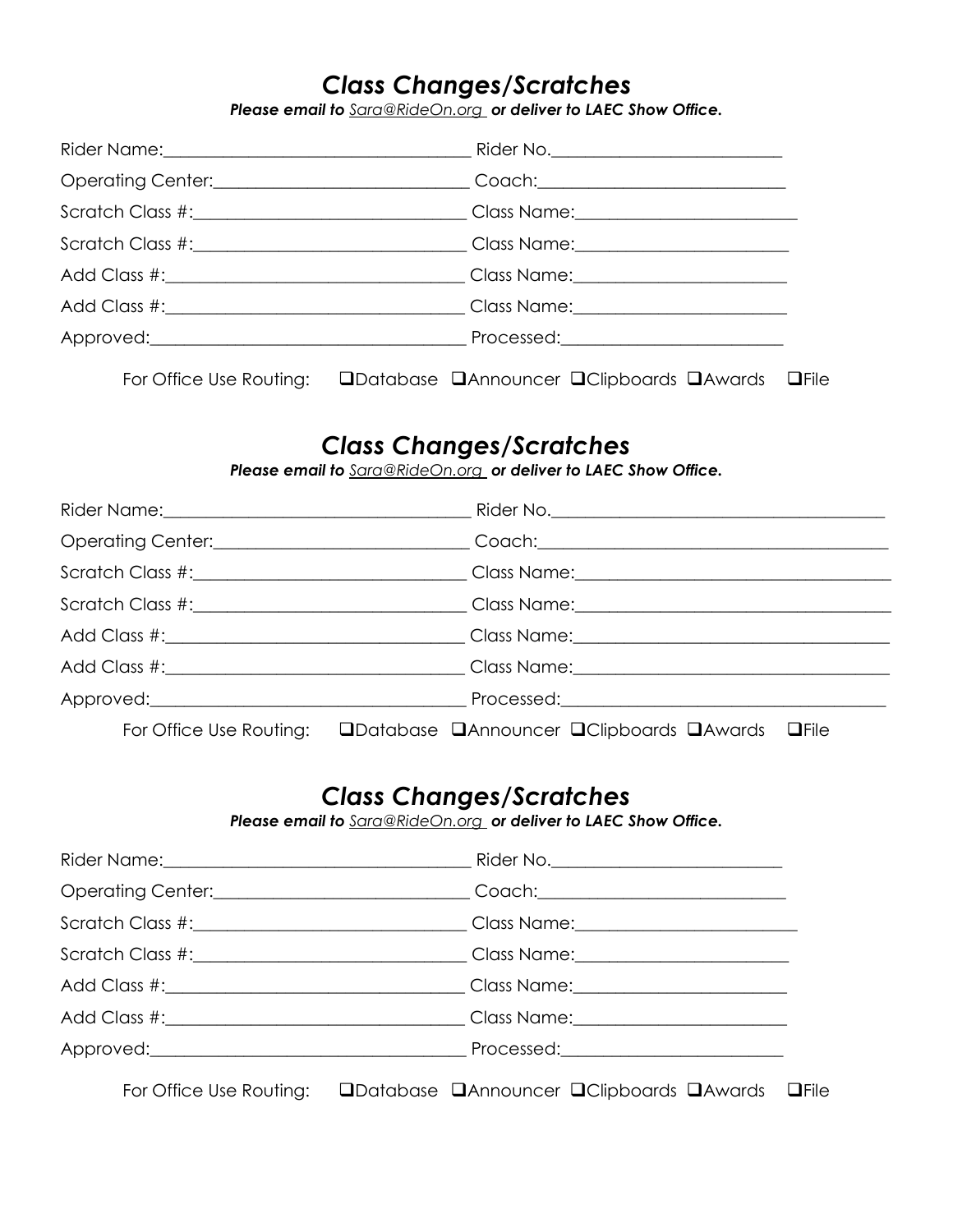## *Class Changes/Scratches*

***Please email to** [Sara@RideOn.org](mailto:Sara@RideOn.org) **or deliver to LAEC Show Office.***

Rider Name:___________________________________ Rider No.__________________________

Operating Center:_____________________________ Coach:____________________________

Scratch Class #:______________________________ Class Name:________________________

Scratch Class #:______________________________ Class Name:________________________

Add Class #:__________________________________ Class Name:________________________

Add Class #:__________________________________ Class Name:________________________

Approved:____________________________________ Processed:_________________________

For Office Use Routing: ❑Database ❑Announcer ❑Clipboards ❑Awards ❑File

## *Class Changes/Scratches*

***Please email to** [Sara@RideOn.org](mailto:Sara@RideOn.org) **or deliver to LAEC Show Office.***

Rider Name:___________________________________ Rider No.______________________________________

Operating Center:_____________________________ Coach:_________________________________________

Scratch Class #:______________________________ Class Name:____________________________________

Scratch Class #:______________________________ Class Name:____________________________________

Add Class #:__________________________________ Class Name:____________________________________

Add Class #:__________________________________ Class Name:____________________________________

Approved:____________________________________ Processed:_____________________________________

For Office Use Routing: ❑Database ❑Announcer ❑Clipboards ❑Awards ❑File

## *Class Changes/Scratches*

***Please email to** [Sara@RideOn.org](mailto:Sara@RideOn.org) **or deliver to LAEC Show Office.***

Rider Name:___________________________________ Rider No.__________________________

Operating Center:_____________________________ Coach:____________________________

Scratch Class #:______________________________ Class Name:________________________

Scratch Class #:______________________________ Class Name:________________________

Add Class #:__________________________________ Class Name:________________________

Add Class #:__________________________________ Class Name:________________________

Approved:____________________________________ Processed:_________________________

For Office Use Routing: ❑Database ❑Announcer ❑Clipboards ❑Awards ❑File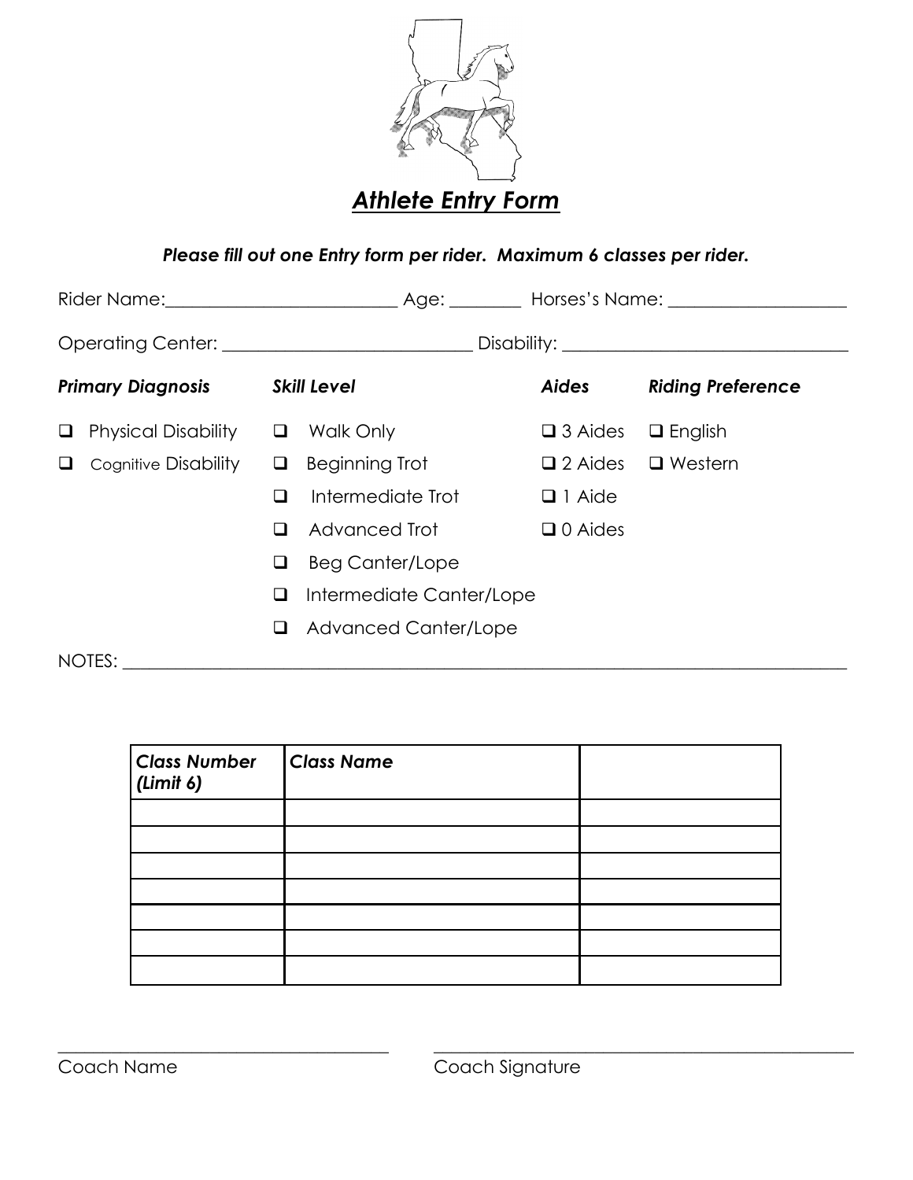# *Athlete Entry Form*

***Please fill out one Entry form per rider. Maximum 6 classes per rider.***

Rider Name:\_\_\_\_\_\_\_\_\_\_\_\_\_\_\_\_\_\_\_\_\_\_\_\_\_\_ Age: \_\_\_\_\_\_\_\_ Horses's Name: \_\_\_\_\_\_\_\_\_\_\_\_\_\_\_\_\_\_\_\_

Operating Center: \_\_\_\_\_\_\_\_\_\_\_\_\_\_\_\_\_\_\_\_\_\_\_\_\_\_\_\_ Disability: \_\_\_\_\_\_\_\_\_\_\_\_\_\_\_\_\_\_\_\_\_\_\_\_\_\_\_\_\_\_\_\_

***Primary Diagnosis***

- ❑ Physical Disability
- ❑ Cognitive Disability

***Skill Level***

- ❑ Walk Only
- ❑ Beginning Trot
- ❑ Intermediate Trot
- ❑ Advanced Trot
- ❑ Beg Canter/Lope
- ❑ Intermediate Canter/Lope
- ❑ Advanced Canter/Lope

***Aides***

- ❑ 3 Aides
- ❑ 2 Aides
- ❑ 1 Aide
- ❑ 0 Aides

***Riding Preference***

- ❑ English
- ❑ Western

NOTES: \_\_\_\_\_\_\_\_\_\_\_\_\_\_\_\_\_\_\_\_\_\_\_\_\_\_\_\_\_\_\_\_\_\_\_\_\_\_\_\_\_\_\_\_\_\_\_\_\_\_\_\_\_\_\_\_\_\_\_\_\_\_\_\_\_\_\_\_\_\_\_\_\_\_\_\_\_\_\_\_\_\_\_\_

| ***Class Number (Limit 6)*** | ***Class Name*** | |
|---|---|---|
| | | |
| | | |
| | | |
| | | |
| | | |
| | | |
| | | |

\_\_\_\_\_\_\_\_\_\_\_\_\_\_\_\_\_\_\_\_\_\_\_\_\_\_\_\_\_\_\_\_\_\_\_\_\_\_\_\_
Coach Name

\_\_\_\_\_\_\_\_\_\_\_\_\_\_\_\_\_\_\_\_\_\_\_\_\_\_\_\_\_\_\_\_\_\_\_\_\_\_\_\_\_\_\_\_\_\_\_\_\_\_
Coach Signature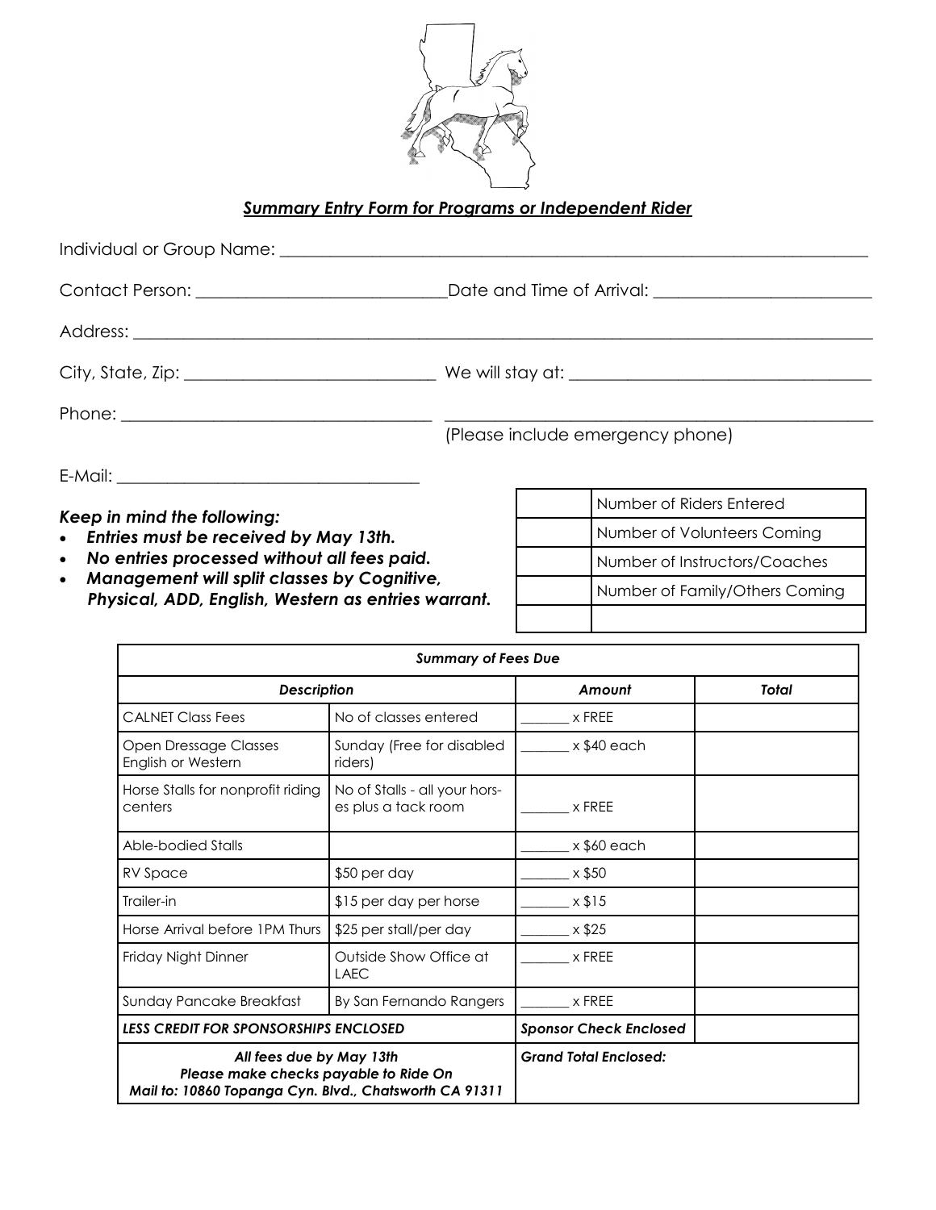## ***Summary Entry Form for Programs or Independent Rider***

Individual or Group Name: ______________________________________________

Contact Person: ____________________________ Date and Time of Arrival: ________________________

Address: ______________________________________________________________

City, State, Zip: ____________________________ We will stay at: ________________________________

Phone: ___________________________________ ______________________________________________
(Please include emergency phone)

E-Mail: ___________________________________

***Keep in mind the following:***

- ***Entries must be received by May 13th.***
- ***No entries processed without all fees paid.***
- ***Management will split classes by Cognitive, Physical, ADD, English, Western as entries warrant.***

| | |
|---|---|
| | Number of Riders Entered |
| | Number of Volunteers Coming |
| | Number of Instructors/Coaches |
| | Number of Family/Others Coming |
| | |

| ***Summary of Fees Due*** | | | |
|---|---|---|---|
| ***Description*** | | ***Amount*** | ***Total*** |
| CALNET Class Fees | No of classes entered | _______ x FREE | |
| Open Dressage Classes English or Western | Sunday (Free for disabled riders) | _______ x $40 each | |
| Horse Stalls for nonprofit riding centers | No of Stalls - all your horses plus a tack room | _______ x FREE | |
| Able-bodied Stalls | | _______ x $60 each | |
| RV Space | $50 per day | _______ x $50 | |
| Trailer-in | $15 per day per horse | _______ x $15 | |
| Horse Arrival before 1PM Thurs | $25 per stall/per day | _______ x $25 | |
| Friday Night Dinner | Outside Show Office at LAEC | _______ x FREE | |
| Sunday Pancake Breakfast | By San Fernando Rangers | _______ x FREE | |
| ***LESS CREDIT FOR SPONSORSHIPS ENCLOSED*** | | ***Sponsor Check Enclosed*** | |
| ***All fees due by May 13th Please make checks payable to Ride On Mail to: 10860 Topanga Cyn. Blvd., Chatsworth CA 91311*** | | ***Grand Total Enclosed:*** | |